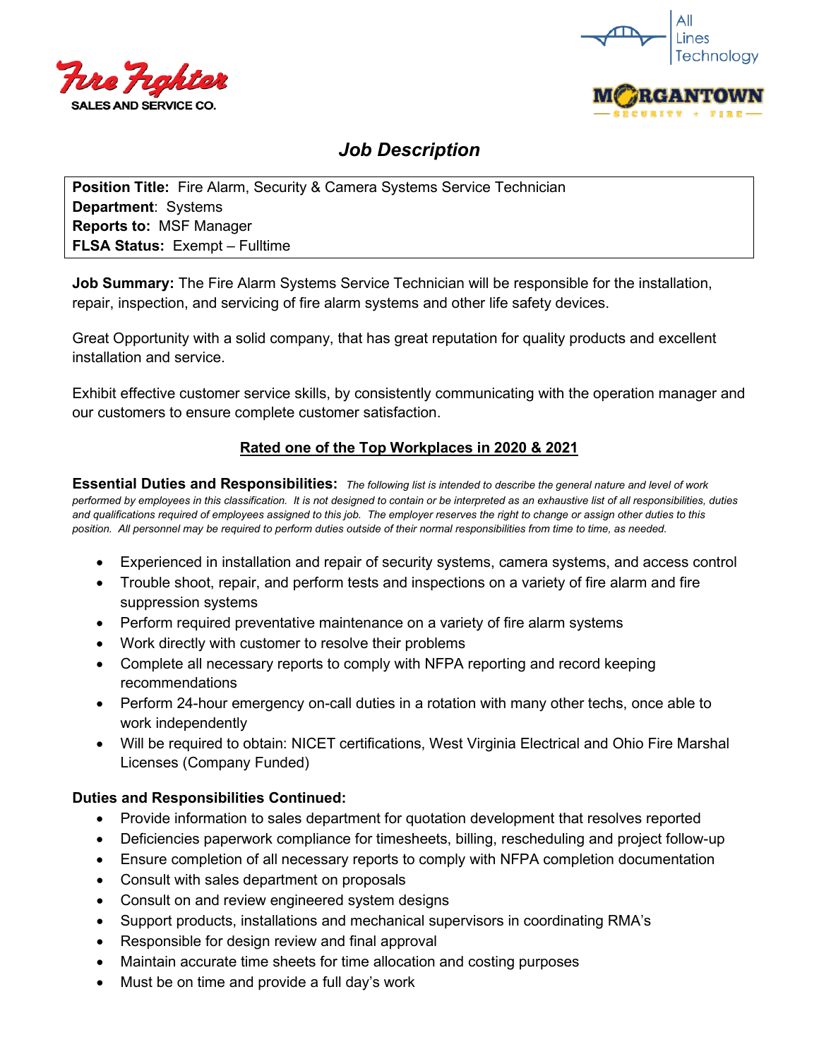Fire Fighter SALES AND SERVICE CO.

All Lines Technology

MORGANTOWN SECURITY + FIRE

# *Job Description*

**Position Title:** Fire Alarm, Security & Camera Systems Service Technician
**Department**: Systems
**Reports to:** MSF Manager
**FLSA Status:** Exempt – Fulltime

**Job Summary:** The Fire Alarm Systems Service Technician will be responsible for the installation, repair, inspection, and servicing of fire alarm systems and other life safety devices.

Great Opportunity with a solid company, that has great reputation for quality products and excellent installation and service.

Exhibit effective customer service skills, by consistently communicating with the operation manager and our customers to ensure complete customer satisfaction.

**Rated one of the Top Workplaces in 2020 & 2021**

**Essential Duties and Responsibilities:** *The following list is intended to describe the general nature and level of work performed by employees in this classification. It is not designed to contain or be interpreted as an exhaustive list of all responsibilities, duties and qualifications required of employees assigned to this job. The employer reserves the right to change or assign other duties to this position. All personnel may be required to perform duties outside of their normal responsibilities from time to time, as needed.*

- Experienced in installation and repair of security systems, camera systems, and access control
- Trouble shoot, repair, and perform tests and inspections on a variety of fire alarm and fire suppression systems
- Perform required preventative maintenance on a variety of fire alarm systems
- Work directly with customer to resolve their problems
- Complete all necessary reports to comply with NFPA reporting and record keeping recommendations
- Perform 24-hour emergency on-call duties in a rotation with many other techs, once able to work independently
- Will be required to obtain: NICET certifications, West Virginia Electrical and Ohio Fire Marshal Licenses (Company Funded)

**Duties and Responsibilities Continued:**

- Provide information to sales department for quotation development that resolves reported
- Deficiencies paperwork compliance for timesheets, billing, rescheduling and project follow-up
- Ensure completion of all necessary reports to comply with NFPA completion documentation
- Consult with sales department on proposals
- Consult on and review engineered system designs
- Support products, installations and mechanical supervisors in coordinating RMA's
- Responsible for design review and final approval
- Maintain accurate time sheets for time allocation and costing purposes
- Must be on time and provide a full day's work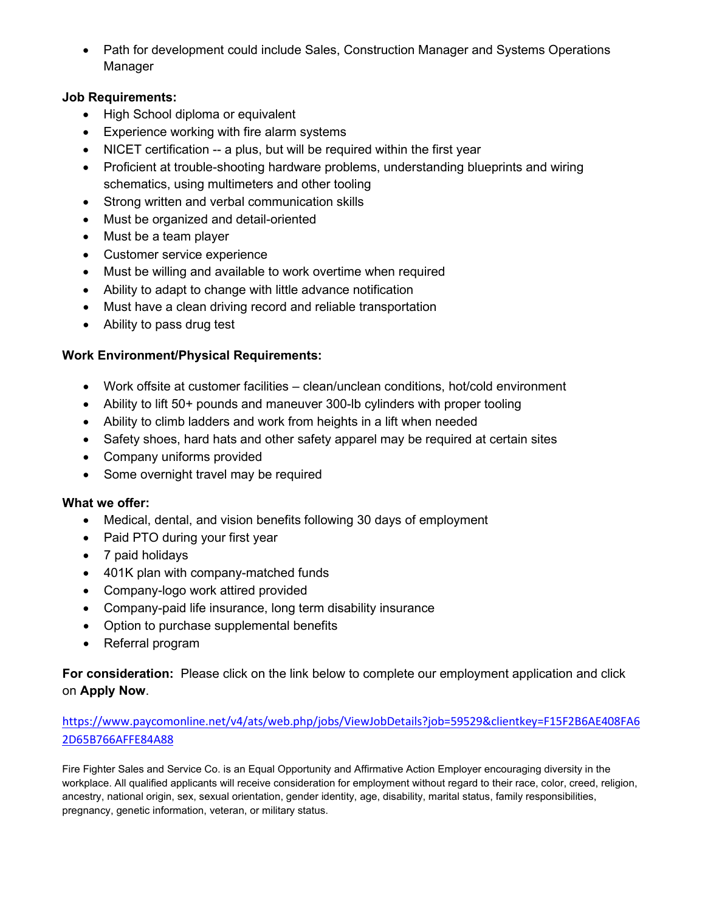- Path for development could include Sales, Construction Manager and Systems Operations Manager

**Job Requirements:**

- High School diploma or equivalent
- Experience working with fire alarm systems
- NICET certification -- a plus, but will be required within the first year
- Proficient at trouble-shooting hardware problems, understanding blueprints and wiring schematics, using multimeters and other tooling
- Strong written and verbal communication skills
- Must be organized and detail-oriented
- Must be a team player
- Customer service experience
- Must be willing and available to work overtime when required
- Ability to adapt to change with little advance notification
- Must have a clean driving record and reliable transportation
- Ability to pass drug test

**Work Environment/Physical Requirements:**

- Work offsite at customer facilities – clean/unclean conditions, hot/cold environment
- Ability to lift 50+ pounds and maneuver 300-lb cylinders with proper tooling
- Ability to climb ladders and work from heights in a lift when needed
- Safety shoes, hard hats and other safety apparel may be required at certain sites
- Company uniforms provided
- Some overnight travel may be required

**What we offer:**

- Medical, dental, and vision benefits following 30 days of employment
- Paid PTO during your first year
- 7 paid holidays
- 401K plan with company-matched funds
- Company-logo work attired provided
- Company-paid life insurance, long term disability insurance
- Option to purchase supplemental benefits
- Referral program

**For consideration:** Please click on the link below to complete our employment application and click on **Apply Now**.

https://www.paycomonline.net/v4/ats/web.php/jobs/ViewJobDetails?job=59529&clientkey=F15F2B6AE408FA62D65B766AFFE84A88

Fire Fighter Sales and Service Co. is an Equal Opportunity and Affirmative Action Employer encouraging diversity in the workplace. All qualified applicants will receive consideration for employment without regard to their race, color, creed, religion, ancestry, national origin, sex, sexual orientation, gender identity, age, disability, marital status, family responsibilities, pregnancy, genetic information, veteran, or military status.